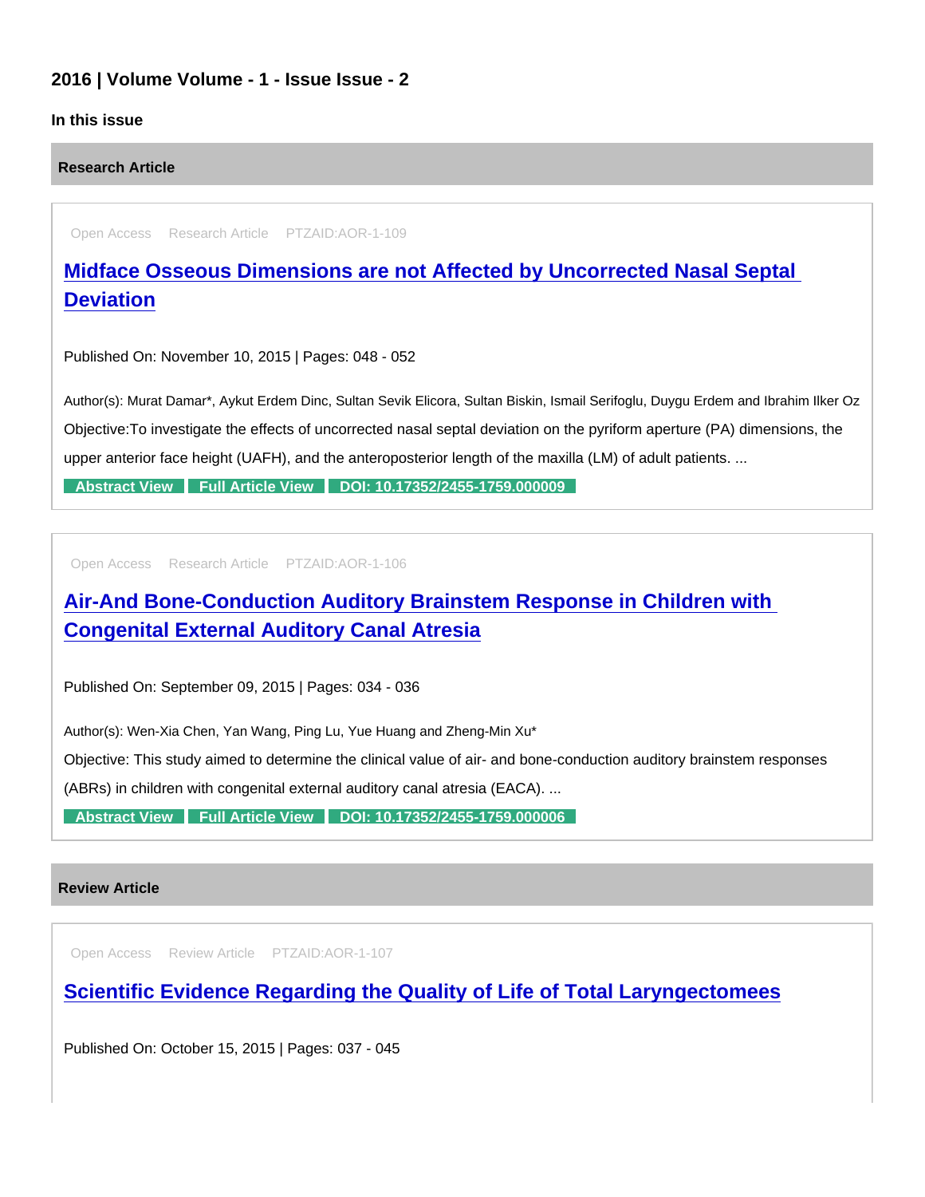## 2016 | Volume Volume - 1 - Issue Issue - 2

### In this issue

### Research Article

Open Access Research Article PTZAID:AOR-1-109

**Midface Osseous Dimensions are not Affected by Uncorrected Nasal Septal Deviation**

Published On: November 10, 2015 | Pages: 048 - 052

Author(s): Murat Damar*, Aykut Erdem Dinc, Sultan Sevik Elicora, Sultan Biskin, Ismail Serifoglu, Duygu Erdem and Ibrahim Ilker Oz

Objective:To investigate the effects of uncorrected nasal septal deviation on the pyriform aperture (PA) dimensions, the upper anterior face height (UAFH), and the anteroposterior length of the maxilla (LM) of adult patients. ...

Abstract View | Full Article View | DOI: 10.17352/2455-1759.000009

Open Access Research Article PTZAID:AOR-1-106

**Air-And Bone-Conduction Auditory Brainstem Response in Children with Congenital External Auditory Canal Atresia**

Published On: September 09, 2015 | Pages: 034 - 036

Author(s): Wen-Xia Chen, Yan Wang, Ping Lu, Yue Huang and Zheng-Min Xu*

Objective: This study aimed to determine the clinical value of air- and bone-conduction auditory brainstem responses (ABRs) in children with congenital external auditory canal atresia (EACA). ...

Abstract View | Full Article View | DOI: 10.17352/2455-1759.000006

### Review Article

Open Access Review Article PTZAID:AOR-1-107

**Scientific Evidence Regarding the Quality of Life of Total Laryngectomees**

Published On: October 15, 2015 | Pages: 037 - 045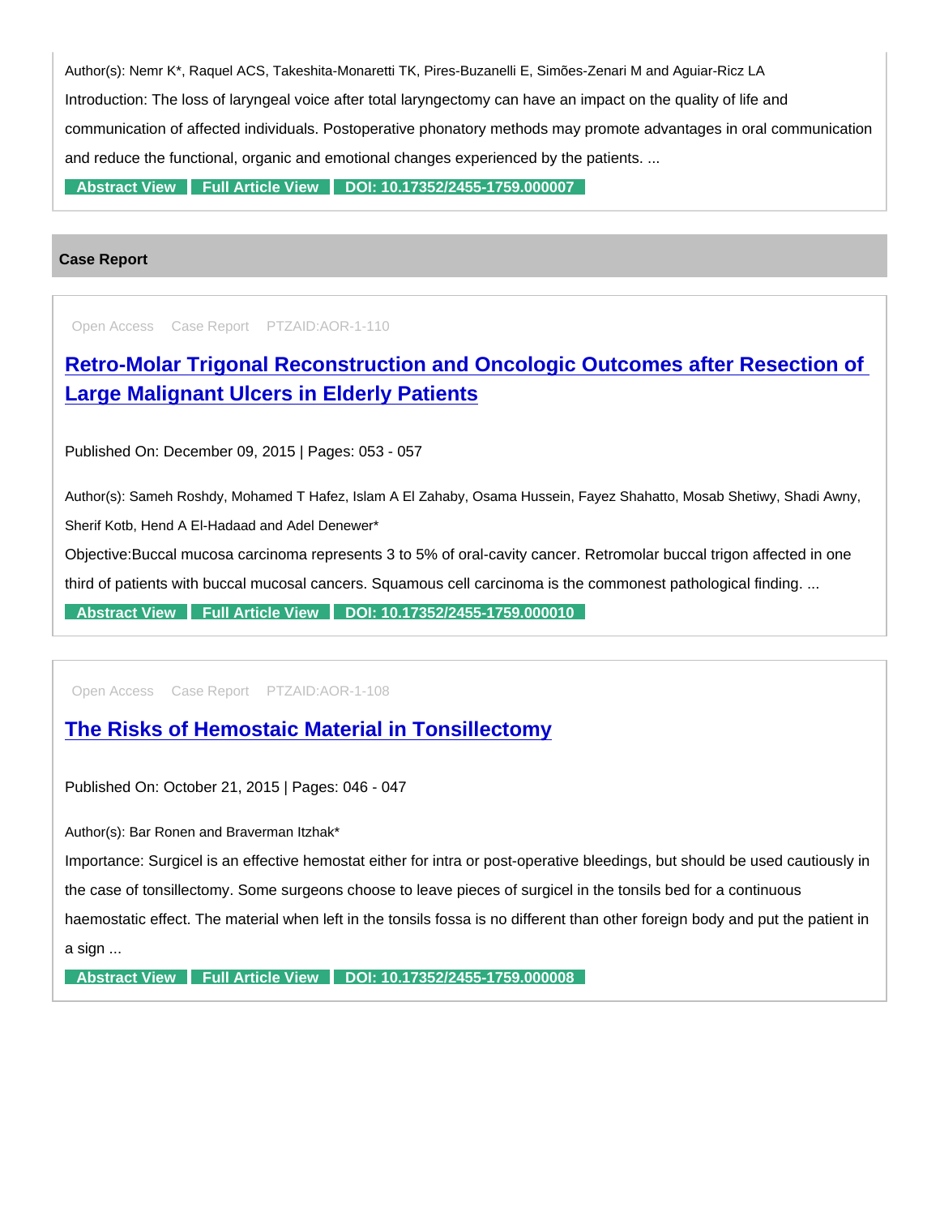Author(s): Nemr K*, Raquel ACS, Takeshita-Monaretti TK, Pires-Buzanelli E, Simões-Zenari M and Aguiar-Ricz LA

Introduction: The loss of laryngeal voice after total laryngectomy can have an impact on the quality of life and communication of affected individuals. Postoperative phonatory methods may promote advantages in oral communication and reduce the functional, organic and emotional changes experienced by the patients. ...

**Abstract View** **Full Article View** **DOI: 10.17352/2455-1759.000007**

## Case Report

Open Access Case Report PTZAID:AOR-1-110

### Retro-Molar Trigonal Reconstruction and Oncologic Outcomes after Resection of Large Malignant Ulcers in Elderly Patients

Published On: December 09, 2015 | Pages: 053 - 057

Author(s): Sameh Roshdy, Mohamed T Hafez, Islam A El Zahaby, Osama Hussein, Fayez Shahatto, Mosab Shetiwy, Shadi Awny, Sherif Kotb, Hend A El-Hadaad and Adel Denewer*

Objective:Buccal mucosa carcinoma represents 3 to 5% of oral-cavity cancer. Retromolar buccal trigon affected in one third of patients with buccal mucosal cancers. Squamous cell carcinoma is the commonest pathological finding. ...

**Abstract View** **Full Article View** **DOI: 10.17352/2455-1759.000010**

Open Access Case Report PTZAID:AOR-1-108

### The Risks of Hemostaic Material in Tonsillectomy

Published On: October 21, 2015 | Pages: 046 - 047

Author(s): Bar Ronen and Braverman Itzhak*

Importance: Surgicel is an effective hemostat either for intra or post-operative bleedings, but should be used cautiously in the case of tonsillectomy. Some surgeons choose to leave pieces of surgicel in the tonsils bed for a continuous haemostatic effect. The material when left in the tonsils fossa is no different than other foreign body and put the patient in a sign ...

**Abstract View** **Full Article View** **DOI: 10.17352/2455-1759.000008**